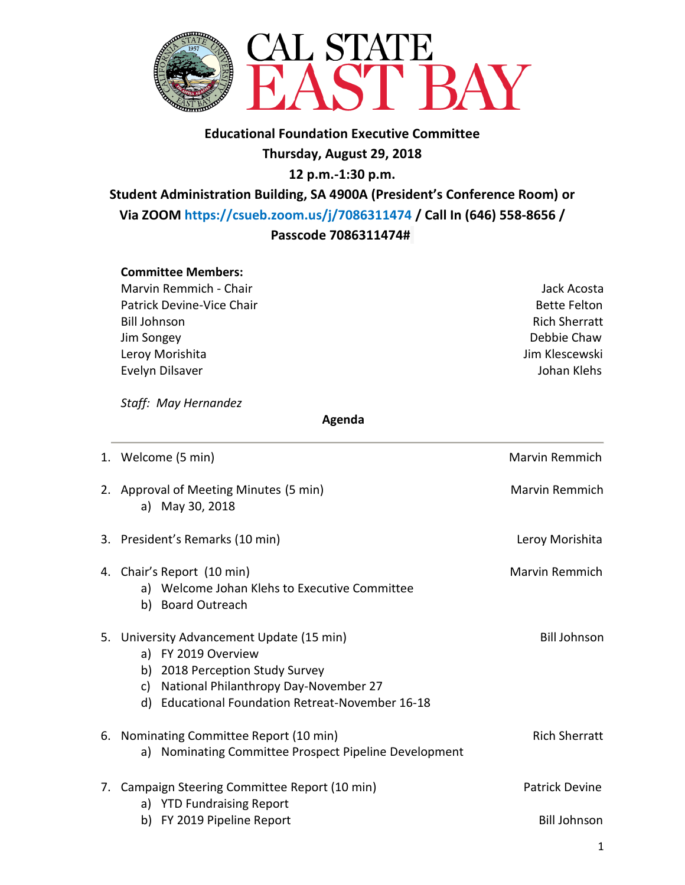# CAL STATE EAST BAY

**Educational Foundation Executive Committee**

**Thursday, August 29, 2018**

**12 p.m.-1:30 p.m.**

**Student Administration Building, SA 4900A (President's Conference Room) or Via ZOOM https://csueb.zoom.us/j/7086311474 / Call In (646) 558-8656 / Passcode 7086311474#**

**Committee Members:**

| | |
|---|---|
| Marvin Remmich - Chair | Jack Acosta |
| Patrick Devine-Vice Chair | Bette Felton |
| Bill Johnson | Rich Sherratt |
| Jim Songey | Debbie Chaw |
| Leroy Morishita | Jim Klescewski |
| Evelyn Dilsaver | Johan Klehs |

*Staff: May Hernandez*

**Agenda**

---

1. Welcome (5 min) — Marvin Remmich

2. Approval of Meeting Minutes (5 min) — Marvin Remmich
   a) May 30, 2018

3. President's Remarks (10 min) — Leroy Morishita

4. Chair's Report (10 min) — Marvin Remmich
   a) Welcome Johan Klehs to Executive Committee
   b) Board Outreach

5. University Advancement Update (15 min) — Bill Johnson
   a) FY 2019 Overview
   b) 2018 Perception Study Survey
   c) National Philanthropy Day-November 27
   d) Educational Foundation Retreat-November 16-18

6. Nominating Committee Report (10 min) — Rich Sherratt
   a) Nominating Committee Prospect Pipeline Development

7. Campaign Steering Committee Report (10 min) — Patrick Devine
   a) YTD Fundraising Report
   b) FY 2019 Pipeline Report — Bill Johnson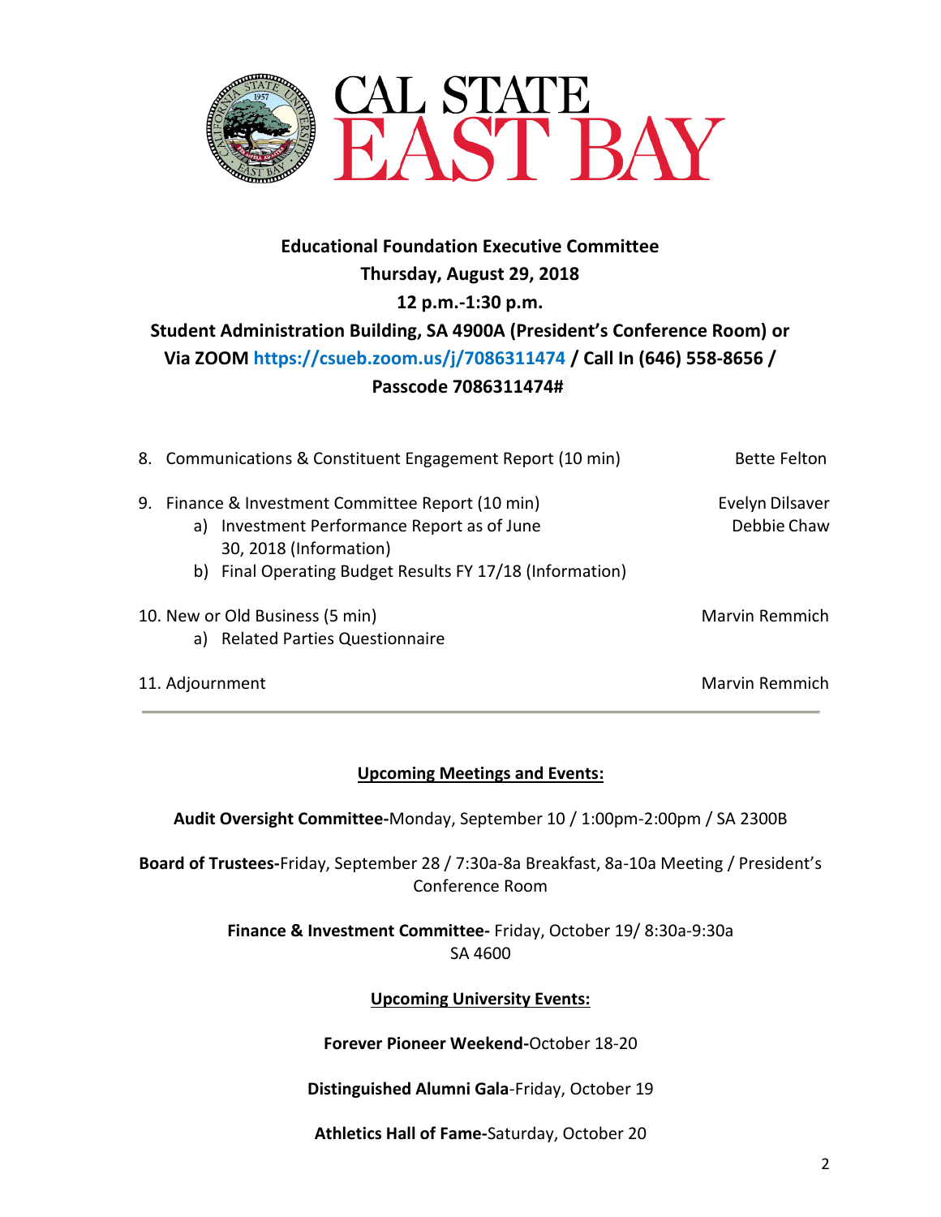**Educational Foundation Executive Committee**
**Thursday, August 29, 2018**
**12 p.m.-1:30 p.m.**
**Student Administration Building, SA 4900A (President's Conference Room) or Via ZOOM https://csueb.zoom.us/j/7086311474 / Call In (646) 558-8656 / Passcode 7086311474#**

| | |
|---|---|
| 8. Communications & Constituent Engagement Report (10 min) | Bette Felton |
| 9. Finance & Investment Committee Report (10 min) | Evelyn Dilsaver |
| a) Investment Performance Report as of June 30, 2018 (Information) | Debbie Chaw |
| b) Final Operating Budget Results FY 17/18 (Information) | |
| 10. New or Old Business (5 min) | Marvin Remmich |
| a) Related Parties Questionnaire | |
| 11. Adjournment | Marvin Remmich |

---

**Upcoming Meetings and Events:**

**Audit Oversight Committee-**Monday, September 10 / 1:00pm-2:00pm / SA 2300B

**Board of Trustees-**Friday, September 28 / 7:30a-8a Breakfast, 8a-10a Meeting / President's Conference Room

**Finance & Investment Committee-** Friday, October 19/ 8:30a-9:30a SA 4600

**Upcoming University Events:**

**Forever Pioneer Weekend-**October 18-20

**Distinguished Alumni Gala**-Friday, October 19

**Athletics Hall of Fame-**Saturday, October 20